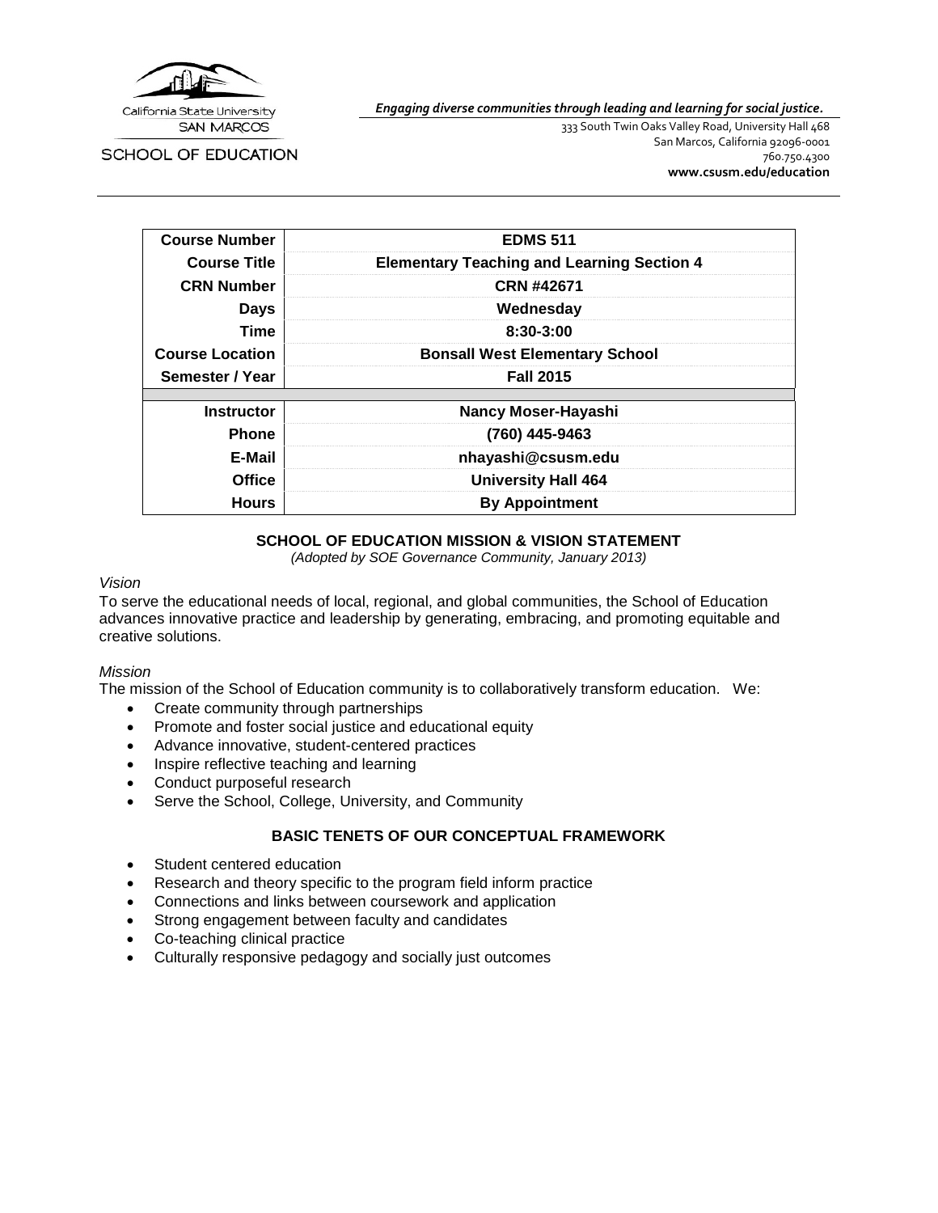California State University SAN MARCOS

SCHOOL OF EDUCATION

*Engaging diverse communities through leading and learning for social justice.*

333 South Twin Oaks Valley Road, University Hall 468
San Marcos, California 92096-0001
760.750.4300
**www.csusm.edu/education**

| | |
|---|---|
| **Course Number** | **EDMS 511** |
| **Course Title** | **Elementary Teaching and Learning Section 4** |
| **CRN Number** | **CRN #42671** |
| **Days** | **Wednesday** |
| **Time** | **8:30-3:00** |
| **Course Location** | **Bonsall West Elementary School** |
| **Semester / Year** | **Fall 2015** |
| **Instructor** | **Nancy Moser-Hayashi** |
| **Phone** | **(760) 445-9463** |
| **E-Mail** | **nhayashi@csusm.edu** |
| **Office** | **University Hall 464** |
| **Hours** | **By Appointment** |

## SCHOOL OF EDUCATION MISSION & VISION STATEMENT

*(Adopted by SOE Governance Community, January 2013)*

*Vision*

To serve the educational needs of local, regional, and global communities, the School of Education advances innovative practice and leadership by generating, embracing, and promoting equitable and creative solutions.

*Mission*

The mission of the School of Education community is to collaboratively transform education. We:

- Create community through partnerships
- Promote and foster social justice and educational equity
- Advance innovative, student-centered practices
- Inspire reflective teaching and learning
- Conduct purposeful research
- Serve the School, College, University, and Community

## BASIC TENETS OF OUR CONCEPTUAL FRAMEWORK

- Student centered education
- Research and theory specific to the program field inform practice
- Connections and links between coursework and application
- Strong engagement between faculty and candidates
- Co-teaching clinical practice
- Culturally responsive pedagogy and socially just outcomes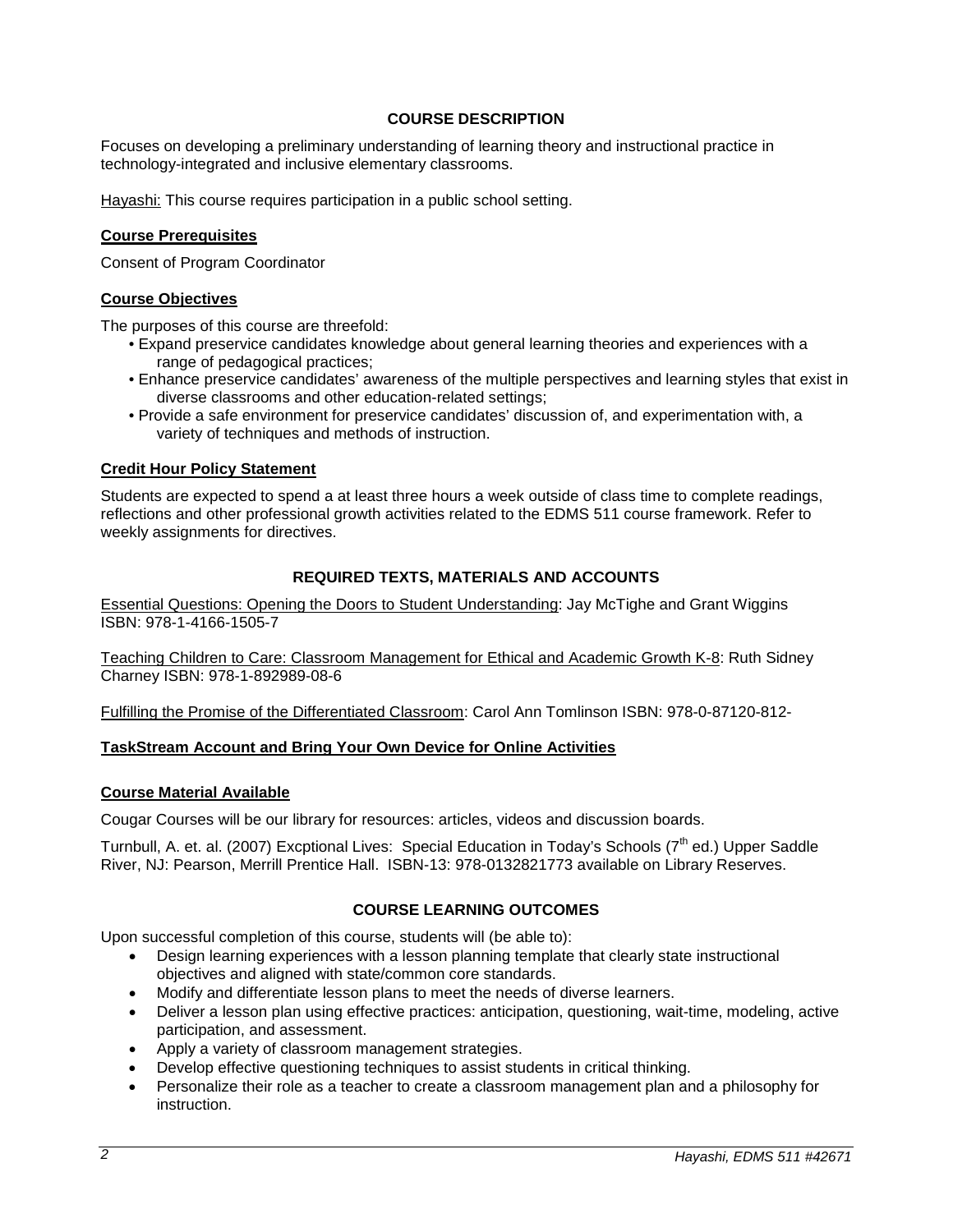## COURSE DESCRIPTION

Focuses on developing a preliminary understanding of learning theory and instructional practice in technology-integrated and inclusive elementary classrooms.

Hayashi: This course requires participation in a public school setting.

### Course Prerequisites

Consent of Program Coordinator

### Course Objectives

The purposes of this course are threefold:

- Expand preservice candidates knowledge about general learning theories and experiences with a range of pedagogical practices;
- Enhance preservice candidates' awareness of the multiple perspectives and learning styles that exist in diverse classrooms and other education-related settings;
- Provide a safe environment for preservice candidates' discussion of, and experimentation with, a variety of techniques and methods of instruction.

### Credit Hour Policy Statement

Students are expected to spend a at least three hours a week outside of class time to complete readings, reflections and other professional growth activities related to the EDMS 511 course framework. Refer to weekly assignments for directives.

## REQUIRED TEXTS, MATERIALS AND ACCOUNTS

Essential Questions: Opening the Doors to Student Understanding: Jay McTighe and Grant Wiggins ISBN: 978-1-4166-1505-7

Teaching Children to Care: Classroom Management for Ethical and Academic Growth K-8: Ruth Sidney Charney ISBN: 978-1-892989-08-6

Fulfilling the Promise of the Differentiated Classroom: Carol Ann Tomlinson ISBN: 978-0-87120-812-

### TaskStream Account and Bring Your Own Device for Online Activities

### Course Material Available

Cougar Courses will be our library for resources: articles, videos and discussion boards.

Turnbull, A. et. al. (2007) Excptional Lives: Special Education in Today's Schools (7th ed.) Upper Saddle River, NJ: Pearson, Merrill Prentice Hall. ISBN-13: 978-0132821773 available on Library Reserves.

## COURSE LEARNING OUTCOMES

Upon successful completion of this course, students will (be able to):

- Design learning experiences with a lesson planning template that clearly state instructional objectives and aligned with state/common core standards.
- Modify and differentiate lesson plans to meet the needs of diverse learners.
- Deliver a lesson plan using effective practices: anticipation, questioning, wait-time, modeling, active participation, and assessment.
- Apply a variety of classroom management strategies.
- Develop effective questioning techniques to assist students in critical thinking.
- Personalize their role as a teacher to create a classroom management plan and a philosophy for instruction.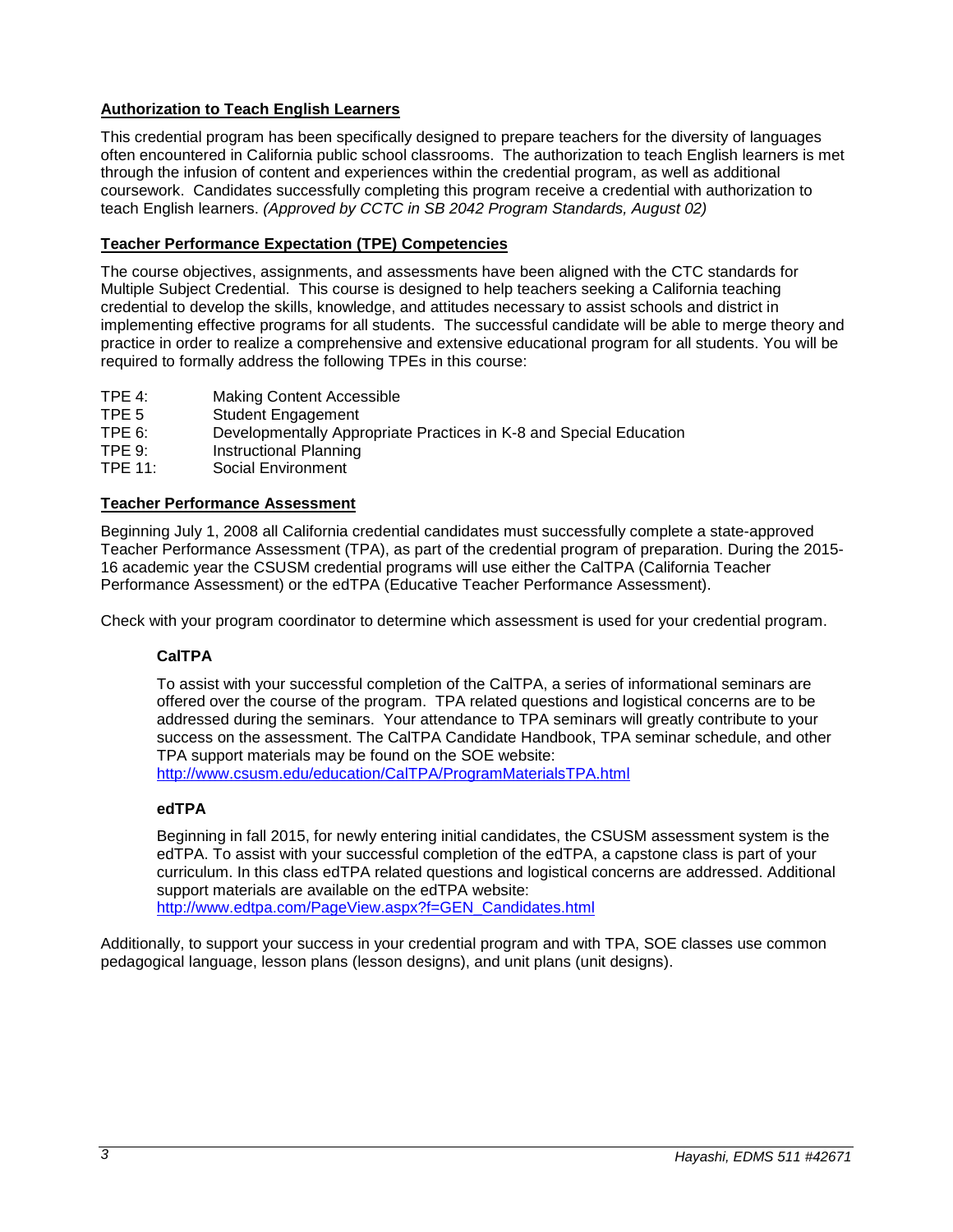## Authorization to Teach English Learners

This credential program has been specifically designed to prepare teachers for the diversity of languages often encountered in California public school classrooms. The authorization to teach English learners is met through the infusion of content and experiences within the credential program, as well as additional coursework. Candidates successfully completing this program receive a credential with authorization to teach English learners. *(Approved by CCTC in SB 2042 Program Standards, August 02)*

## Teacher Performance Expectation (TPE) Competencies

The course objectives, assignments, and assessments have been aligned with the CTC standards for Multiple Subject Credential. This course is designed to help teachers seeking a California teaching credential to develop the skills, knowledge, and attitudes necessary to assist schools and district in implementing effective programs for all students. The successful candidate will be able to merge theory and practice in order to realize a comprehensive and extensive educational program for all students. You will be required to formally address the following TPEs in this course:

TPE 4: Making Content Accessible
TPE 5 Student Engagement
TPE 6: Developmentally Appropriate Practices in K-8 and Special Education
TPE 9: Instructional Planning
TPE 11: Social Environment

## Teacher Performance Assessment

Beginning July 1, 2008 all California credential candidates must successfully complete a state-approved Teacher Performance Assessment (TPA), as part of the credential program of preparation. During the 2015-16 academic year the CSUSM credential programs will use either the CalTPA (California Teacher Performance Assessment) or the edTPA (Educative Teacher Performance Assessment).

Check with your program coordinator to determine which assessment is used for your credential program.

### CalTPA

To assist with your successful completion of the CalTPA, a series of informational seminars are offered over the course of the program. TPA related questions and logistical concerns are to be addressed during the seminars. Your attendance to TPA seminars will greatly contribute to your success on the assessment. The CalTPA Candidate Handbook, TPA seminar schedule, and other TPA support materials may be found on the SOE website:
http://www.csusm.edu/education/CalTPA/ProgramMaterialsTPA.html

### edTPA

Beginning in fall 2015, for newly entering initial candidates, the CSUSM assessment system is the edTPA. To assist with your successful completion of the edTPA, a capstone class is part of your curriculum. In this class edTPA related questions and logistical concerns are addressed. Additional support materials are available on the edTPA website:
http://www.edtpa.com/PageView.aspx?f=GEN_Candidates.html

Additionally, to support your success in your credential program and with TPA, SOE classes use common pedagogical language, lesson plans (lesson designs), and unit plans (unit designs).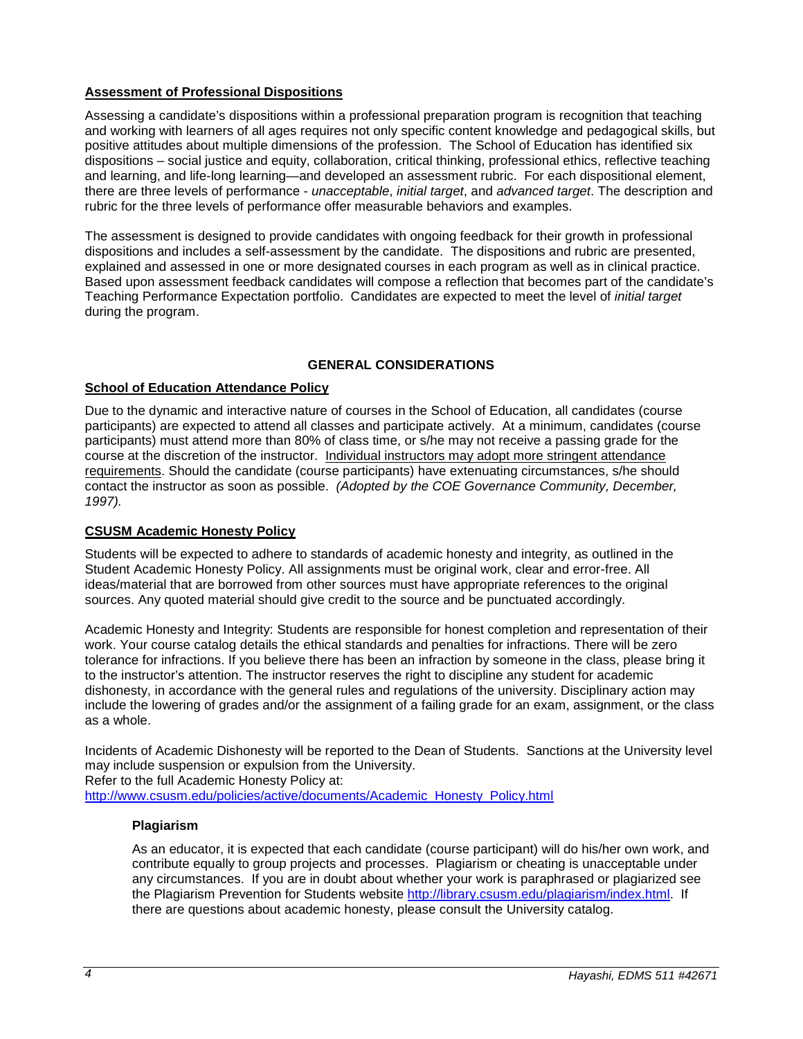## Assessment of Professional Dispositions

Assessing a candidate's dispositions within a professional preparation program is recognition that teaching and working with learners of all ages requires not only specific content knowledge and pedagogical skills, but positive attitudes about multiple dimensions of the profession. The School of Education has identified six dispositions – social justice and equity, collaboration, critical thinking, professional ethics, reflective teaching and learning, and life-long learning—and developed an assessment rubric. For each dispositional element, there are three levels of performance - *unacceptable*, *initial target*, and *advanced target*. The description and rubric for the three levels of performance offer measurable behaviors and examples.

The assessment is designed to provide candidates with ongoing feedback for their growth in professional dispositions and includes a self-assessment by the candidate. The dispositions and rubric are presented, explained and assessed in one or more designated courses in each program as well as in clinical practice. Based upon assessment feedback candidates will compose a reflection that becomes part of the candidate's Teaching Performance Expectation portfolio. Candidates are expected to meet the level of *initial target* during the program.

# GENERAL CONSIDERATIONS

## School of Education Attendance Policy

Due to the dynamic and interactive nature of courses in the School of Education, all candidates (course participants) are expected to attend all classes and participate actively. At a minimum, candidates (course participants) must attend more than 80% of class time, or s/he may not receive a passing grade for the course at the discretion of the instructor. Individual instructors may adopt more stringent attendance requirements. Should the candidate (course participants) have extenuating circumstances, s/he should contact the instructor as soon as possible. *(Adopted by the COE Governance Community, December, 1997).*

## CSUSM Academic Honesty Policy

Students will be expected to adhere to standards of academic honesty and integrity, as outlined in the Student Academic Honesty Policy. All assignments must be original work, clear and error-free. All ideas/material that are borrowed from other sources must have appropriate references to the original sources. Any quoted material should give credit to the source and be punctuated accordingly.

Academic Honesty and Integrity: Students are responsible for honest completion and representation of their work. Your course catalog details the ethical standards and penalties for infractions. There will be zero tolerance for infractions. If you believe there has been an infraction by someone in the class, please bring it to the instructor's attention. The instructor reserves the right to discipline any student for academic dishonesty, in accordance with the general rules and regulations of the university. Disciplinary action may include the lowering of grades and/or the assignment of a failing grade for an exam, assignment, or the class as a whole.

Incidents of Academic Dishonesty will be reported to the Dean of Students. Sanctions at the University level may include suspension or expulsion from the University.
Refer to the full Academic Honesty Policy at:
http://www.csusm.edu/policies/active/documents/Academic_Honesty_Policy.html

### Plagiarism

As an educator, it is expected that each candidate (course participant) will do his/her own work, and contribute equally to group projects and processes. Plagiarism or cheating is unacceptable under any circumstances. If you are in doubt about whether your work is paraphrased or plagiarized see the Plagiarism Prevention for Students website http://library.csusm.edu/plagiarism/index.html. If there are questions about academic honesty, please consult the University catalog.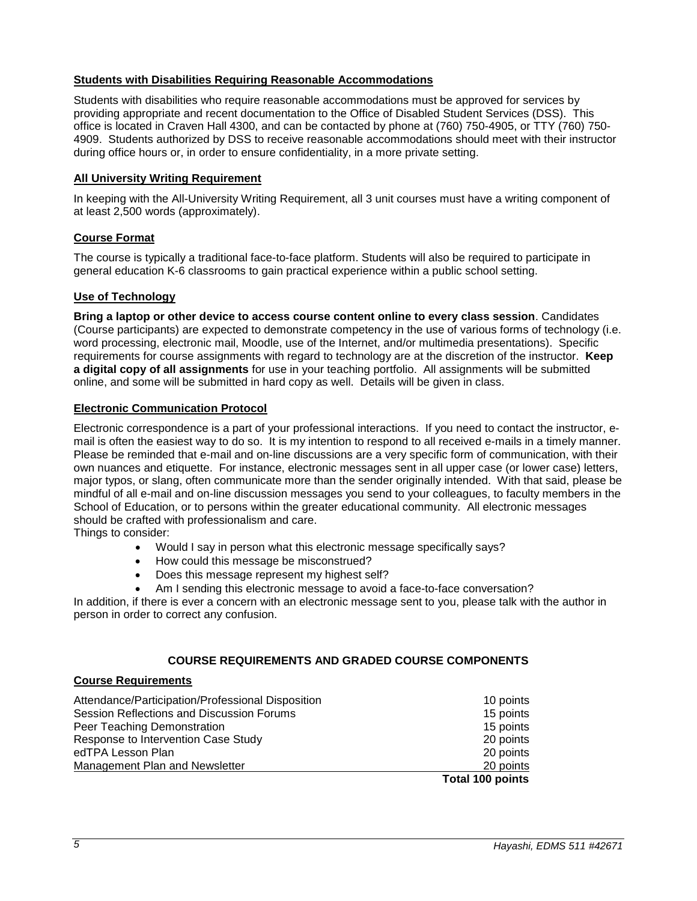**Students with Disabilities Requiring Reasonable Accommodations**

Students with disabilities who require reasonable accommodations must be approved for services by providing appropriate and recent documentation to the Office of Disabled Student Services (DSS). This office is located in Craven Hall 4300, and can be contacted by phone at (760) 750-4905, or TTY (760) 750-4909. Students authorized by DSS to receive reasonable accommodations should meet with their instructor during office hours or, in order to ensure confidentiality, in a more private setting.

**All University Writing Requirement**

In keeping with the All-University Writing Requirement, all 3 unit courses must have a writing component of at least 2,500 words (approximately).

**Course Format**

The course is typically a traditional face-to-face platform. Students will also be required to participate in general education K-6 classrooms to gain practical experience within a public school setting.

**Use of Technology**

**Bring a laptop or other device to access course content online to every class session**. Candidates (Course participants) are expected to demonstrate competency in the use of various forms of technology (i.e. word processing, electronic mail, Moodle, use of the Internet, and/or multimedia presentations). Specific requirements for course assignments with regard to technology are at the discretion of the instructor. **Keep a digital copy of all assignments** for use in your teaching portfolio. All assignments will be submitted online, and some will be submitted in hard copy as well. Details will be given in class.

**Electronic Communication Protocol**

Electronic correspondence is a part of your professional interactions. If you need to contact the instructor, e-mail is often the easiest way to do so. It is my intention to respond to all received e-mails in a timely manner. Please be reminded that e-mail and on-line discussions are a very specific form of communication, with their own nuances and etiquette. For instance, electronic messages sent in all upper case (or lower case) letters, major typos, or slang, often communicate more than the sender originally intended. With that said, please be mindful of all e-mail and on-line discussion messages you send to your colleagues, to faculty members in the School of Education, or to persons within the greater educational community. All electronic messages should be crafted with professionalism and care.

Things to consider:

- Would I say in person what this electronic message specifically says?
- How could this message be misconstrued?
- Does this message represent my highest self?
- Am I sending this electronic message to avoid a face-to-face conversation?

In addition, if there is ever a concern with an electronic message sent to you, please talk with the author in person in order to correct any confusion.

## COURSE REQUIREMENTS AND GRADED COURSE COMPONENTS

**Course Requirements**

| | |
|---|---|
| Attendance/Participation/Professional Disposition | 10 points |
| Session Reflections and Discussion Forums | 15 points |
| Peer Teaching Demonstration | 15 points |
| Response to Intervention Case Study | 20 points |
| edTPA Lesson Plan | 20 points |
| Management Plan and Newsletter | 20 points |
| | **Total 100 points** |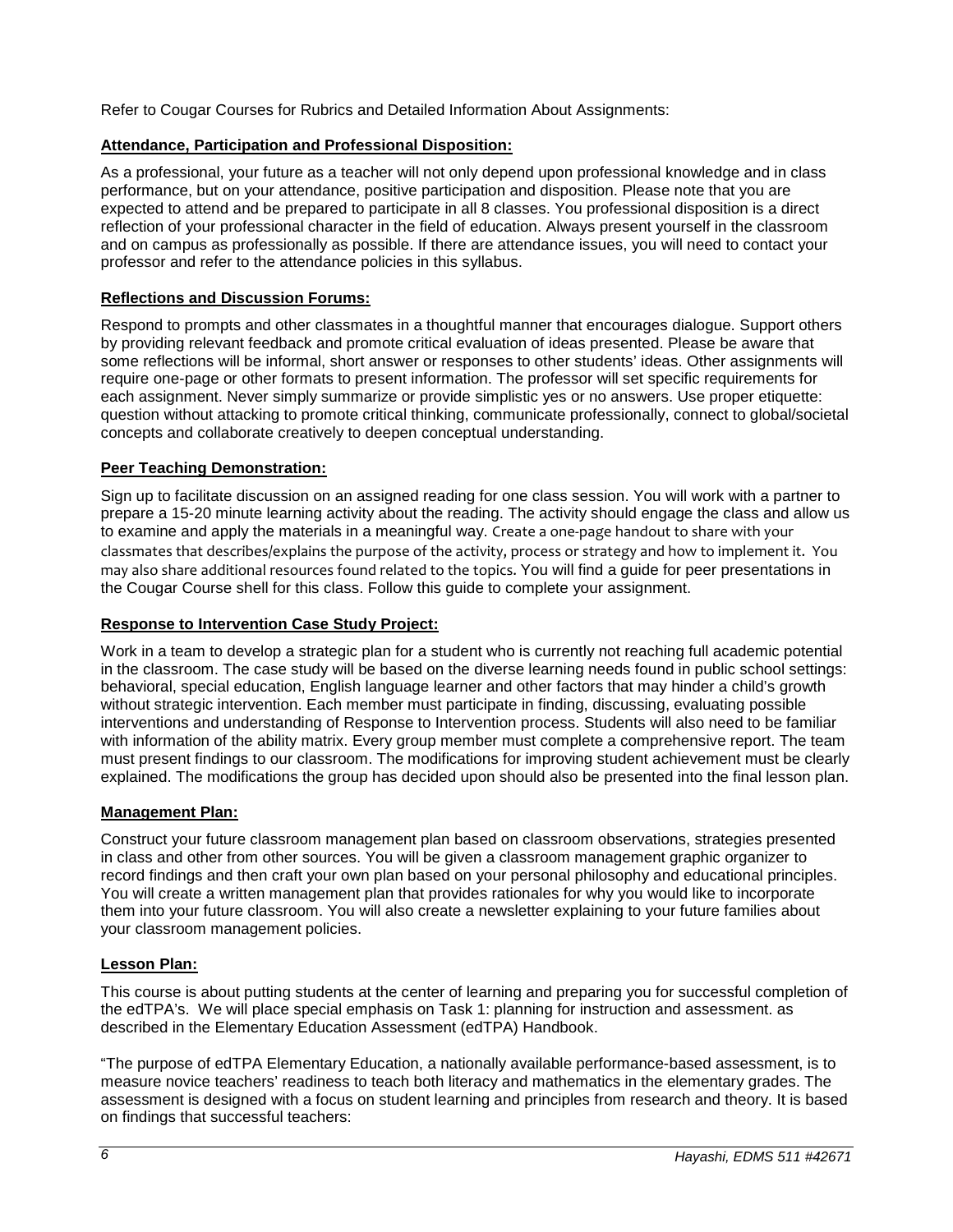Refer to Cougar Courses for Rubrics and Detailed Information About Assignments:

**Attendance, Participation and Professional Disposition:**

As a professional, your future as a teacher will not only depend upon professional knowledge and in class performance, but on your attendance, positive participation and disposition. Please note that you are expected to attend and be prepared to participate in all 8 classes. You professional disposition is a direct reflection of your professional character in the field of education. Always present yourself in the classroom and on campus as professionally as possible. If there are attendance issues, you will need to contact your professor and refer to the attendance policies in this syllabus.

**Reflections and Discussion Forums:**

Respond to prompts and other classmates in a thoughtful manner that encourages dialogue. Support others by providing relevant feedback and promote critical evaluation of ideas presented. Please be aware that some reflections will be informal, short answer or responses to other students' ideas. Other assignments will require one-page or other formats to present information. The professor will set specific requirements for each assignment. Never simply summarize or provide simplistic yes or no answers. Use proper etiquette: question without attacking to promote critical thinking, communicate professionally, connect to global/societal concepts and collaborate creatively to deepen conceptual understanding.

**Peer Teaching Demonstration:**

Sign up to facilitate discussion on an assigned reading for one class session. You will work with a partner to prepare a 15-20 minute learning activity about the reading. The activity should engage the class and allow us to examine and apply the materials in a meaningful way. Create a one-page handout to share with your classmates that describes/explains the purpose of the activity, process or strategy and how to implement it. You may also share additional resources found related to the topics. You will find a guide for peer presentations in the Cougar Course shell for this class. Follow this guide to complete your assignment.

**Response to Intervention Case Study Project:**

Work in a team to develop a strategic plan for a student who is currently not reaching full academic potential in the classroom. The case study will be based on the diverse learning needs found in public school settings: behavioral, special education, English language learner and other factors that may hinder a child's growth without strategic intervention. Each member must participate in finding, discussing, evaluating possible interventions and understanding of Response to Intervention process. Students will also need to be familiar with information of the ability matrix. Every group member must complete a comprehensive report. The team must present findings to our classroom. The modifications for improving student achievement must be clearly explained. The modifications the group has decided upon should also be presented into the final lesson plan.

**Management Plan:**

Construct your future classroom management plan based on classroom observations, strategies presented in class and other from other sources. You will be given a classroom management graphic organizer to record findings and then craft your own plan based on your personal philosophy and educational principles. You will create a written management plan that provides rationales for why you would like to incorporate them into your future classroom. You will also create a newsletter explaining to your future families about your classroom management policies.

**Lesson Plan:**

This course is about putting students at the center of learning and preparing you for successful completion of the edTPA's. We will place special emphasis on Task 1: planning for instruction and assessment. as described in the Elementary Education Assessment (edTPA) Handbook.

"The purpose of edTPA Elementary Education, a nationally available performance-based assessment, is to measure novice teachers' readiness to teach both literacy and mathematics in the elementary grades. The assessment is designed with a focus on student learning and principles from research and theory. It is based on findings that successful teachers: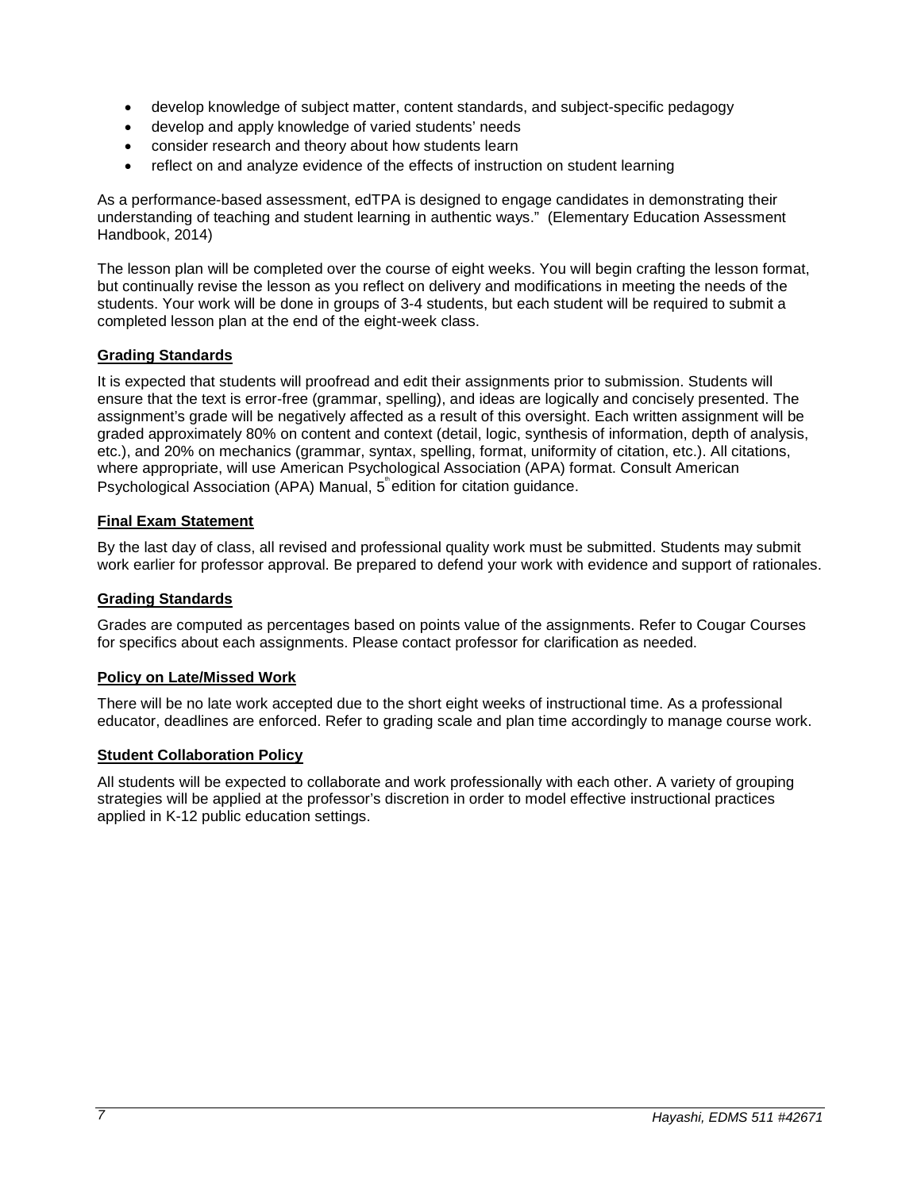- develop knowledge of subject matter, content standards, and subject-specific pedagogy
- develop and apply knowledge of varied students' needs
- consider research and theory about how students learn
- reflect on and analyze evidence of the effects of instruction on student learning

As a performance-based assessment, edTPA is designed to engage candidates in demonstrating their understanding of teaching and student learning in authentic ways." (Elementary Education Assessment Handbook, 2014)

The lesson plan will be completed over the course of eight weeks. You will begin crafting the lesson format, but continually revise the lesson as you reflect on delivery and modifications in meeting the needs of the students. Your work will be done in groups of 3-4 students, but each student will be required to submit a completed lesson plan at the end of the eight-week class.

### Grading Standards

It is expected that students will proofread and edit their assignments prior to submission. Students will ensure that the text is error-free (grammar, spelling), and ideas are logically and concisely presented. The assignment's grade will be negatively affected as a result of this oversight. Each written assignment will be graded approximately 80% on content and context (detail, logic, synthesis of information, depth of analysis, etc.), and 20% on mechanics (grammar, syntax, spelling, format, uniformity of citation, etc.). All citations, where appropriate, will use American Psychological Association (APA) format. Consult American Psychological Association (APA) Manual, 5th edition for citation guidance.

### Final Exam Statement

By the last day of class, all revised and professional quality work must be submitted. Students may submit work earlier for professor approval. Be prepared to defend your work with evidence and support of rationales.

### Grading Standards

Grades are computed as percentages based on points value of the assignments. Refer to Cougar Courses for specifics about each assignments. Please contact professor for clarification as needed.

### Policy on Late/Missed Work

There will be no late work accepted due to the short eight weeks of instructional time. As a professional educator, deadlines are enforced. Refer to grading scale and plan time accordingly to manage course work.

### Student Collaboration Policy

All students will be expected to collaborate and work professionally with each other. A variety of grouping strategies will be applied at the professor's discretion in order to model effective instructional practices applied in K-12 public education settings.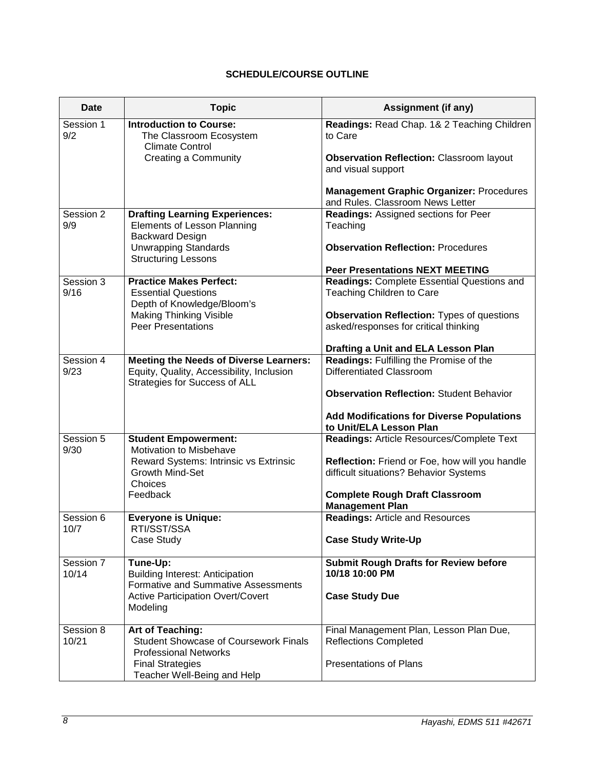**SCHEDULE/COURSE OUTLINE**

| Date | Topic | Assignment (if any) |
|---|---|---|
| Session 1<br>9/2 | **Introduction to Course:**<br>The Classroom Ecosystem<br>Climate Control<br>Creating a Community | **Readings:** Read Chap. 1& 2 Teaching Children to Care<br><br>**Observation Reflection:** Classroom layout and visual support<br><br>**Management Graphic Organizer:** Procedures and Rules. Classroom News Letter |
| Session 2<br>9/9 | **Drafting Learning Experiences:**<br>Elements of Lesson Planning<br>Backward Design<br>Unwrapping Standards<br>Structuring Lessons | **Readings:** Assigned sections for Peer Teaching<br><br>**Observation Reflection:** Procedures<br><br>**Peer Presentations NEXT MEETING** |
| Session 3<br>9/16 | **Practice Makes Perfect:**<br>Essential Questions<br>Depth of Knowledge/Bloom's<br>Making Thinking Visible<br>Peer Presentations | **Readings:** Complete Essential Questions and Teaching Children to Care<br><br>**Observation Reflection:** Types of questions asked/responses for critical thinking<br><br>**Drafting a Unit and ELA Lesson Plan** |
| Session 4<br>9/23 | **Meeting the Needs of Diverse Learners:**<br>Equity, Quality, Accessibility, Inclusion<br>Strategies for Success of ALL | **Readings:** Fulfilling the Promise of the Differentiated Classroom<br><br>**Observation Reflection:** Student Behavior<br><br>**Add Modifications for Diverse Populations to Unit/ELA Lesson Plan** |
| Session 5<br>9/30 | **Student Empowerment:**<br>Motivation to Misbehave<br>Reward Systems: Intrinsic vs Extrinsic<br>Growth Mind-Set<br>Choices<br>Feedback | **Readings:** Article Resources/Complete Text<br><br>**Reflection:** Friend or Foe, how will you handle difficult situations? Behavior Systems<br><br>**Complete Rough Draft Classroom Management Plan** |
| Session 6<br>10/7 | **Everyone is Unique:**<br>RTI/SST/SSA<br>Case Study | **Readings:** Article and Resources<br><br>**Case Study Write-Up** |
| Session 7<br>10/14 | **Tune-Up:**<br>Building Interest: Anticipation<br>Formative and Summative Assessments<br>Active Participation Overt/Covert<br>Modeling | **Submit Rough Drafts for Review before 10/18 10:00 PM**<br><br>**Case Study Due** |
| Session 8<br>10/21 | **Art of Teaching:**<br>Student Showcase of Coursework Finals<br>Professional Networks<br>Final Strategies<br>Teacher Well-Being and Help | Final Management Plan, Lesson Plan Due, Reflections Completed<br><br>Presentations of Plans |